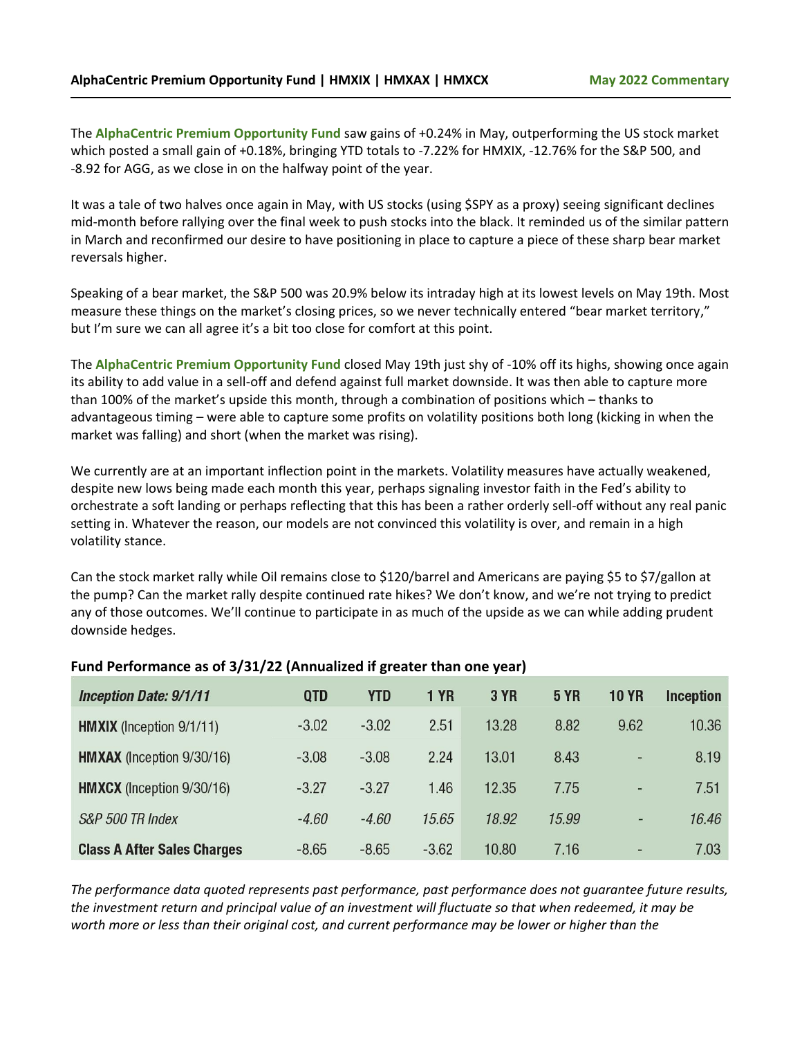**AlphaCentric Premium Opportunity Fund | HMXIX | HMXAX | HMXCX** **May 2022 Commentary**

The **AlphaCentric Premium Opportunity Fund** saw gains of +0.24% in May, outperforming the US stock market which posted a small gain of +0.18%, bringing YTD totals to -7.22% for HMXIX, -12.76% for the S&P 500, and -8.92 for AGG, as we close in on the halfway point of the year.

It was a tale of two halves once again in May, with US stocks (using $SPY as a proxy) seeing significant declines mid-month before rallying over the final week to push stocks into the black. It reminded us of the similar pattern in March and reconfirmed our desire to have positioning in place to capture a piece of these sharp bear market reversals higher.

Speaking of a bear market, the S&P 500 was 20.9% below its intraday high at its lowest levels on May 19th. Most measure these things on the market's closing prices, so we never technically entered "bear market territory," but I'm sure we can all agree it's a bit too close for comfort at this point.

The **AlphaCentric Premium Opportunity Fund** closed May 19th just shy of -10% off its highs, showing once again its ability to add value in a sell-off and defend against full market downside. It was then able to capture more than 100% of the market's upside this month, through a combination of positions which – thanks to advantageous timing – were able to capture some profits on volatility positions both long (kicking in when the market was falling) and short (when the market was rising).

We currently are at an important inflection point in the markets. Volatility measures have actually weakened, despite new lows being made each month this year, perhaps signaling investor faith in the Fed's ability to orchestrate a soft landing or perhaps reflecting that this has been a rather orderly sell-off without any real panic setting in. Whatever the reason, our models are not convinced this volatility is over, and remain in a high volatility stance.

Can the stock market rally while Oil remains close to $120/barrel and Americans are paying $5 to $7/gallon at the pump? Can the market rally despite continued rate hikes? We don't know, and we're not trying to predict any of those outcomes. We'll continue to participate in as much of the upside as we can while adding prudent downside hedges.

**Fund Performance as of 3/31/22 (Annualized if greater than one year)**

| *Inception Date: 9/1/11* | QTD | YTD | 1 YR | 3 YR | 5 YR | 10 YR | Inception |
|---|---|---|---|---|---|---|---|
| **HMXIX** (Inception 9/1/11) | -3.02 | -3.02 | 2.51 | 13.28 | 8.82 | 9.62 | 10.36 |
| **HMXAX** (Inception 9/30/16) | -3.08 | -3.08 | 2.24 | 13.01 | 8.43 | - | 8.19 |
| **HMXCX** (Inception 9/30/16) | -3.27 | -3.27 | 1.46 | 12.35 | 7.75 | - | 7.51 |
| *S&P 500 TR Index* | *-4.60* | *-4.60* | *15.65* | *18.92* | *15.99* | - | *16.46* |
| **Class A After Sales Charges** | -8.65 | -8.65 | -3.62 | 10.80 | 7.16 | - | 7.03 |

*The performance data quoted represents past performance, past performance does not guarantee future results, the investment return and principal value of an investment will fluctuate so that when redeemed, it may be worth more or less than their original cost, and current performance may be lower or higher than the*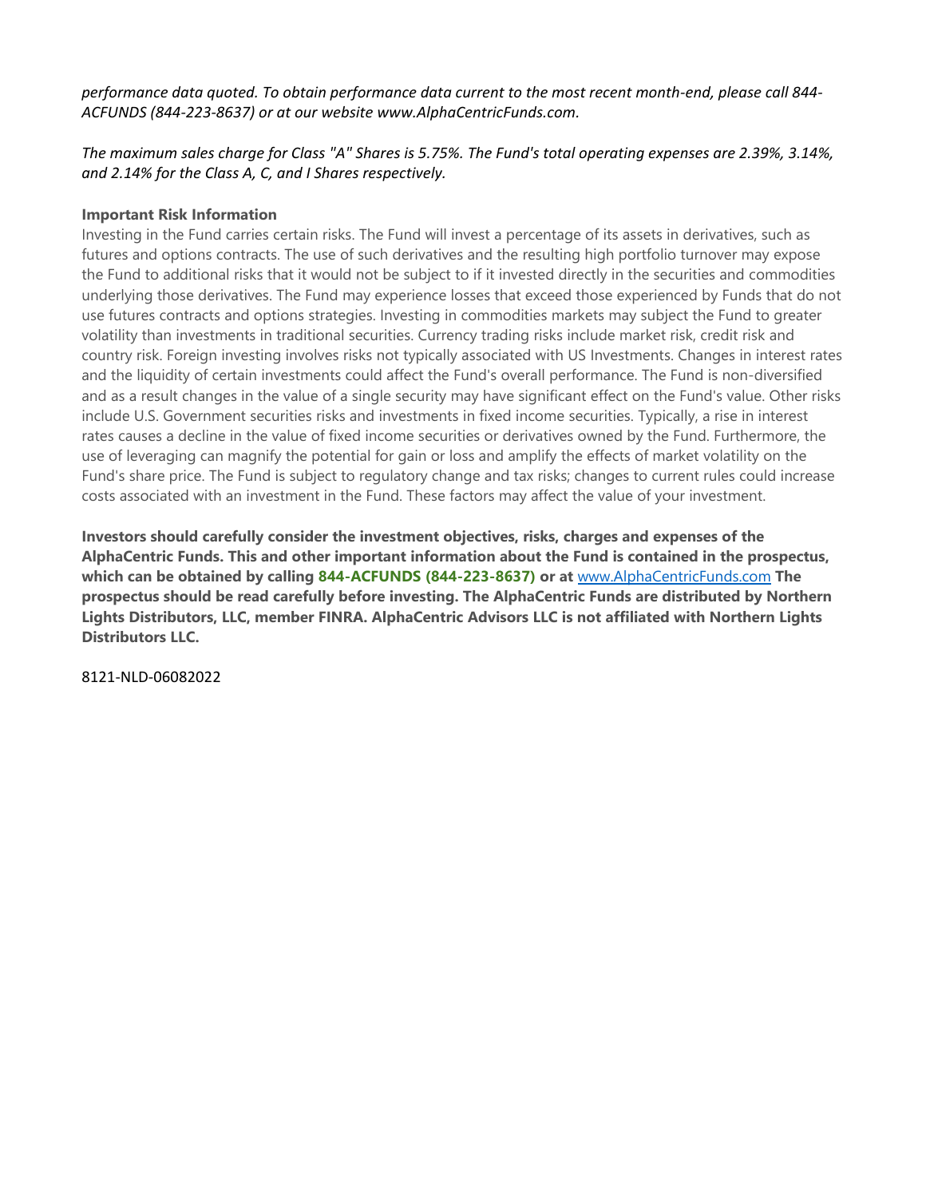*performance data quoted. To obtain performance data current to the most recent month-end, please call 844-ACFUNDS (844-223-8637) or at our website www.AlphaCentricFunds.com.*

*The maximum sales charge for Class "A" Shares is 5.75%. The Fund's total operating expenses are 2.39%, 3.14%, and 2.14% for the Class A, C, and I Shares respectively.*

**Important Risk Information**

Investing in the Fund carries certain risks. The Fund will invest a percentage of its assets in derivatives, such as futures and options contracts. The use of such derivatives and the resulting high portfolio turnover may expose the Fund to additional risks that it would not be subject to if it invested directly in the securities and commodities underlying those derivatives. The Fund may experience losses that exceed those experienced by Funds that do not use futures contracts and options strategies. Investing in commodities markets may subject the Fund to greater volatility than investments in traditional securities. Currency trading risks include market risk, credit risk and country risk. Foreign investing involves risks not typically associated with US Investments. Changes in interest rates and the liquidity of certain investments could affect the Fund's overall performance. The Fund is non-diversified and as a result changes in the value of a single security may have significant effect on the Fund's value. Other risks include U.S. Government securities risks and investments in fixed income securities. Typically, a rise in interest rates causes a decline in the value of fixed income securities or derivatives owned by the Fund. Furthermore, the use of leveraging can magnify the potential for gain or loss and amplify the effects of market volatility on the Fund's share price. The Fund is subject to regulatory change and tax risks; changes to current rules could increase costs associated with an investment in the Fund. These factors may affect the value of your investment.

**Investors should carefully consider the investment objectives, risks, charges and expenses of the AlphaCentric Funds. This and other important information about the Fund is contained in the prospectus, which can be obtained by calling 844-ACFUNDS (844-223-8637) or at** www.AlphaCentricFunds.com **The prospectus should be read carefully before investing. The AlphaCentric Funds are distributed by Northern Lights Distributors, LLC, member FINRA. AlphaCentric Advisors LLC is not affiliated with Northern Lights Distributors LLC.**

8121-NLD-06082022